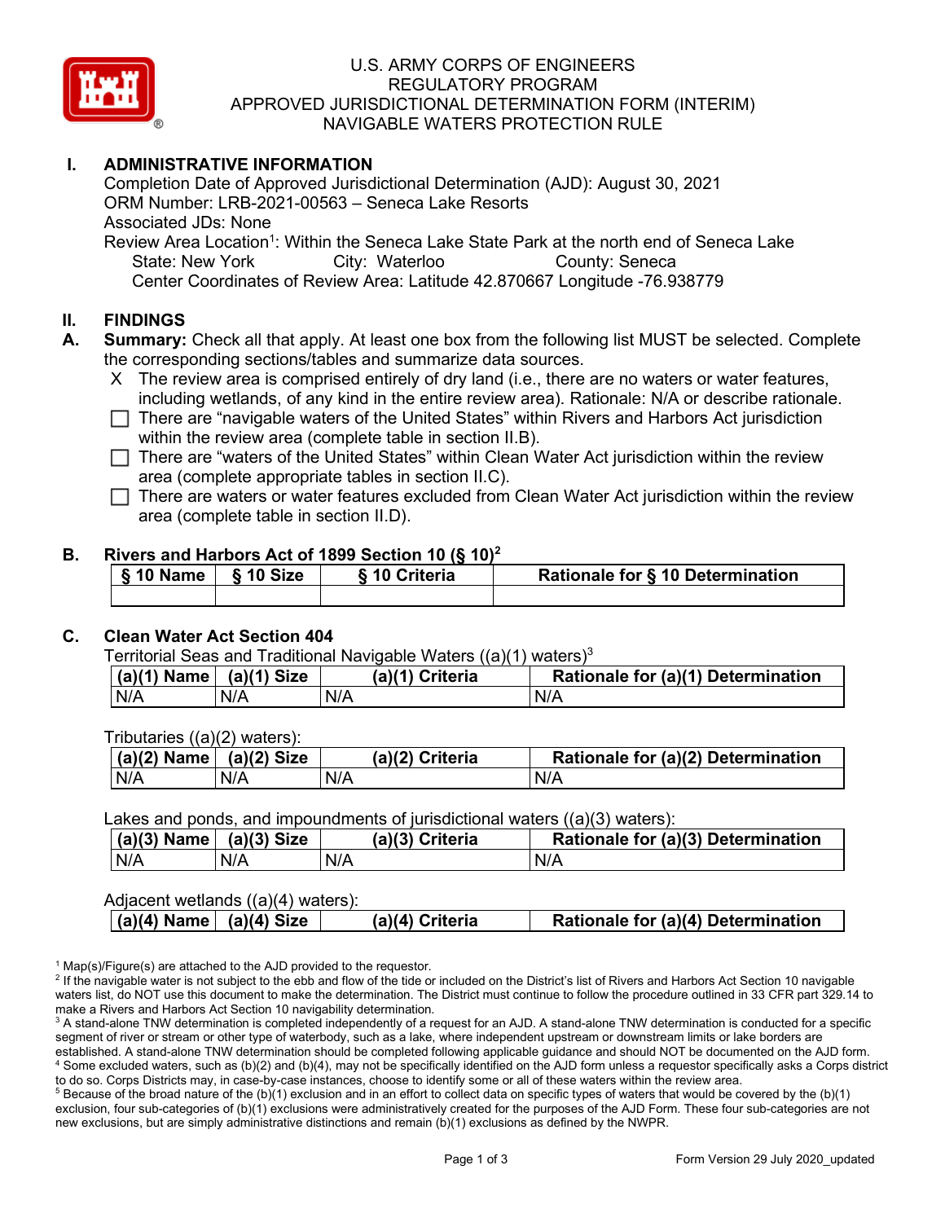# U.S. ARMY CORPS OF ENGINEERS
# REGULATORY PROGRAM
# APPROVED JURISDICTIONAL DETERMINATION FORM (INTERIM)
# NAVIGABLE WATERS PROTECTION RULE

## I. ADMINISTRATIVE INFORMATION

Completion Date of Approved Jurisdictional Determination (AJD): August 30, 2021
ORM Number: LRB-2021-00563 – Seneca Lake Resorts
Associated JDs: None
Review Area Location[1]: Within the Seneca Lake State Park at the north end of Seneca Lake
State: New York City: Waterloo County: Seneca
Center Coordinates of Review Area: Latitude 42.870667 Longitude -76.938779

## II. FINDINGS

**A. Summary:** Check all that apply. At least one box from the following list MUST be selected. Complete the corresponding sections/tables and summarize data sources.

- X The review area is comprised entirely of dry land (i.e., there are no waters or water features, including wetlands, of any kind in the entire review area). Rationale: N/A or describe rationale.
- ☐ There are "navigable waters of the United States" within Rivers and Harbors Act jurisdiction within the review area (complete table in section II.B).
- ☐ There are "waters of the United States" within Clean Water Act jurisdiction within the review area (complete appropriate tables in section II.C).
- ☐ There are waters or water features excluded from Clean Water Act jurisdiction within the review area (complete table in section II.D).

**B. Rivers and Harbors Act of 1899 Section 10 (§ 10)[2]**

| § 10 Name | § 10 Size | § 10 Criteria | Rationale for § 10 Determination |
|---|---|---|---|
| | | | |

**C. Clean Water Act Section 404**

Territorial Seas and Traditional Navigable Waters ((a)(1) waters)[3]

| (a)(1) Name | (a)(1) Size | (a)(1) Criteria | Rationale for (a)(1) Determination |
|---|---|---|---|
| N/A | N/A | N/A | N/A |

Tributaries ((a)(2) waters):

| (a)(2) Name | (a)(2) Size | (a)(2) Criteria | Rationale for (a)(2) Determination |
|---|---|---|---|
| N/A | N/A | N/A | N/A |

Lakes and ponds, and impoundments of jurisdictional waters ((a)(3) waters):

| (a)(3) Name | (a)(3) Size | (a)(3) Criteria | Rationale for (a)(3) Determination |
|---|---|---|---|
| N/A | N/A | N/A | N/A |

Adjacent wetlands ((a)(4) waters):

| (a)(4) Name | (a)(4) Size | (a)(4) Criteria | Rationale for (a)(4) Determination |
|---|---|---|---|

[1] Map(s)/Figure(s) are attached to the AJD provided to the requestor.
[2] If the navigable water is not subject to the ebb and flow of the tide or included on the District's list of Rivers and Harbors Act Section 10 navigable waters list, do NOT use this document to make the determination. The District must continue to follow the procedure outlined in 33 CFR part 329.14 to make a Rivers and Harbors Act Section 10 navigability determination.
[3] A stand-alone TNW determination is completed independently of a request for an AJD. A stand-alone TNW determination is conducted for a specific segment of river or stream or other type of waterbody, such as a lake, where independent upstream or downstream limits or lake borders are established. A stand-alone TNW determination should be completed following applicable guidance and should NOT be documented on the AJD form.
[4] Some excluded waters, such as (b)(2) and (b)(4), may not be specifically identified on the AJD form unless a requestor specifically asks a Corps district to do so. Corps Districts may, in case-by-case instances, choose to identify some or all of these waters within the review area.
[5] Because of the broad nature of the (b)(1) exclusion and in an effort to collect data on specific types of waters that would be covered by the (b)(1) exclusion, four sub-categories of (b)(1) exclusions were administratively created for the purposes of the AJD Form. These four sub-categories are not new exclusions, but are simply administrative distinctions and remain (b)(1) exclusions as defined by the NWPR.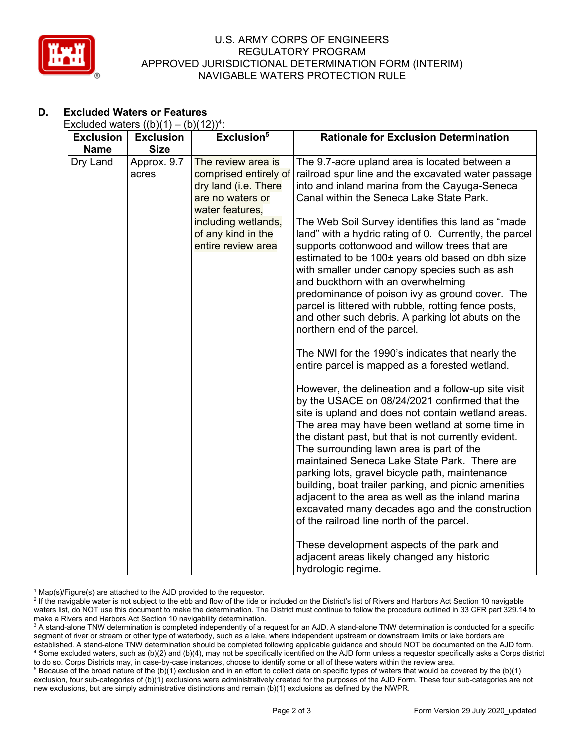## D. Excluded Waters or Features

Excluded waters ((b)(1) – (b)(12))[4]:

| Exclusion Name | Exclusion Size | Exclusion[5] | Rationale for Exclusion Determination |
|---|---|---|---|
| Dry Land | Approx. 9.7 acres | The review area is comprised entirely of dry land (i.e. There are no waters or water features, including wetlands, of any kind in the entire review area | The 9.7-acre upland area is located between a railroad spur line and the excavated water passage into and inland marina from the Cayuga-Seneca Canal within the Seneca Lake State Park.<br><br>The Web Soil Survey identifies this land as "made land" with a hydric rating of 0. Currently, the parcel supports cottonwood and willow trees that are estimated to be 100± years old based on dbh size with smaller under canopy species such as ash and buckthorn with an overwhelming predominance of poison ivy as ground cover. The parcel is littered with rubble, rotting fence posts, and other such debris. A parking lot abuts on the northern end of the parcel.<br><br>The NWI for the 1990's indicates that nearly the entire parcel is mapped as a forested wetland.<br><br>However, the delineation and a follow-up site visit by the USACE on 08/24/2021 confirmed that the site is upland and does not contain wetland areas. The area may have been wetland at some time in the distant past, but that is not currently evident. The surrounding lawn area is part of the maintained Seneca Lake State Park. There are parking lots, gravel bicycle path, maintenance building, boat trailer parking, and picnic amenities adjacent to the area as well as the inland marina excavated many decades ago and the construction of the railroad line north of the parcel.<br><br>These development aspects of the park and adjacent areas likely changed any historic hydrologic regime. |

[1] Map(s)/Figure(s) are attached to the AJD provided to the requestor.

[2] If the navigable water is not subject to the ebb and flow of the tide or included on the District's list of Rivers and Harbors Act Section 10 navigable waters list, do NOT use this document to make the determination. The District must continue to follow the procedure outlined in 33 CFR part 329.14 to make a Rivers and Harbors Act Section 10 navigability determination.

[3] A stand-alone TNW determination is completed independently of a request for an AJD. A stand-alone TNW determination is conducted for a specific segment of river or stream or other type of waterbody, such as a lake, where independent upstream or downstream limits or lake borders are established. A stand-alone TNW determination should be completed following applicable guidance and should NOT be documented on the AJD form.

[4] Some excluded waters, such as (b)(2) and (b)(4), may not be specifically identified on the AJD form unless a requestor specifically asks a Corps district to do so. Corps Districts may, in case-by-case instances, choose to identify some or all of these waters within the review area.

[5] Because of the broad nature of the (b)(1) exclusion and in an effort to collect data on specific types of waters that would be covered by the (b)(1) exclusion, four sub-categories of (b)(1) exclusions were administratively created for the purposes of the AJD Form. These four sub-categories are not new exclusions, but are simply administrative distinctions and remain (b)(1) exclusions as defined by the NWPR.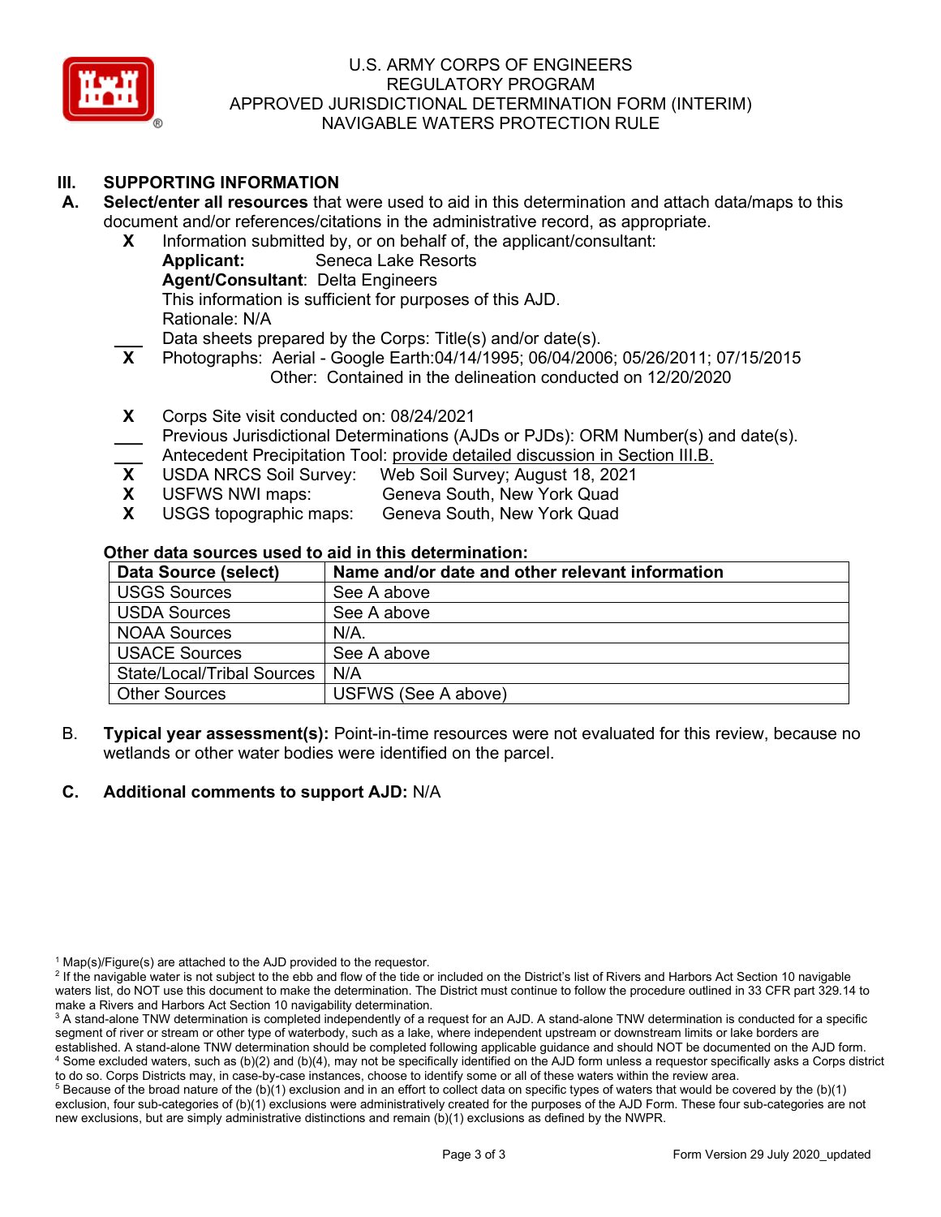U.S. ARMY CORPS OF ENGINEERS
REGULATORY PROGRAM
APPROVED JURISDICTIONAL DETERMINATION FORM (INTERIM)
NAVIGABLE WATERS PROTECTION RULE

## III. SUPPORTING INFORMATION

**A. Select/enter all resources** that were used to aid in this determination and attach data/maps to this document and/or references/citations in the administrative record, as appropriate.

- **X** Information submitted by, or on behalf of, the applicant/consultant:
  **Applicant:** Seneca Lake Resorts
  **Agent/Consultant**: Delta Engineers
  This information is sufficient for purposes of this AJD.
  Rationale: N/A
- ___ Data sheets prepared by the Corps: Title(s) and/or date(s).
- **X** Photographs: Aerial - Google Earth:04/14/1995; 06/04/2006; 05/26/2011; 07/15/2015
  Other: Contained in the delineation conducted on 12/20/2020
- **X** Corps Site visit conducted on: 08/24/2021
- ___ Previous Jurisdictional Determinations (AJDs or PJDs): ORM Number(s) and date(s).
- ___ Antecedent Precipitation Tool: provide detailed discussion in Section III.B.
- **X** USDA NRCS Soil Survey: Web Soil Survey; August 18, 2021
- **X** USFWS NWI maps: Geneva South, New York Quad
- **X** USGS topographic maps: Geneva South, New York Quad

**Other data sources used to aid in this determination:**

| Data Source (select) | Name and/or date and other relevant information |
|---|---|
| USGS Sources | See A above |
| USDA Sources | See A above |
| NOAA Sources | N/A. |
| USACE Sources | See A above |
| State/Local/Tribal Sources | N/A |
| Other Sources | USFWS (See A above) |

B. **Typical year assessment(s):** Point-in-time resources were not evaluated for this review, because no wetlands or other water bodies were identified on the parcel.

**C. Additional comments to support AJD:** N/A

[1] Map(s)/Figure(s) are attached to the AJD provided to the requestor.
[2] If the navigable water is not subject to the ebb and flow of the tide or included on the District's list of Rivers and Harbors Act Section 10 navigable waters list, do NOT use this document to make the determination. The District must continue to follow the procedure outlined in 33 CFR part 329.14 to make a Rivers and Harbors Act Section 10 navigability determination.
[3] A stand-alone TNW determination is completed independently of a request for an AJD. A stand-alone TNW determination is conducted for a specific segment of river or stream or other type of waterbody, such as a lake, where independent upstream or downstream limits or lake borders are established. A stand-alone TNW determination should be completed following applicable guidance and should NOT be documented on the AJD form.
[4] Some excluded waters, such as (b)(2) and (b)(4), may not be specifically identified on the AJD form unless a requestor specifically asks a Corps district to do so. Corps Districts may, in case-by-case instances, choose to identify some or all of these waters within the review area.
[5] Because of the broad nature of the (b)(1) exclusion and in an effort to collect data on specific types of waters that would be covered by the (b)(1) exclusion, four sub-categories of (b)(1) exclusions were administratively created for the purposes of the AJD Form. These four sub-categories are not new exclusions, but are simply administrative distinctions and remain (b)(1) exclusions as defined by the NWPR.

Form Version 29 July 2020_updated